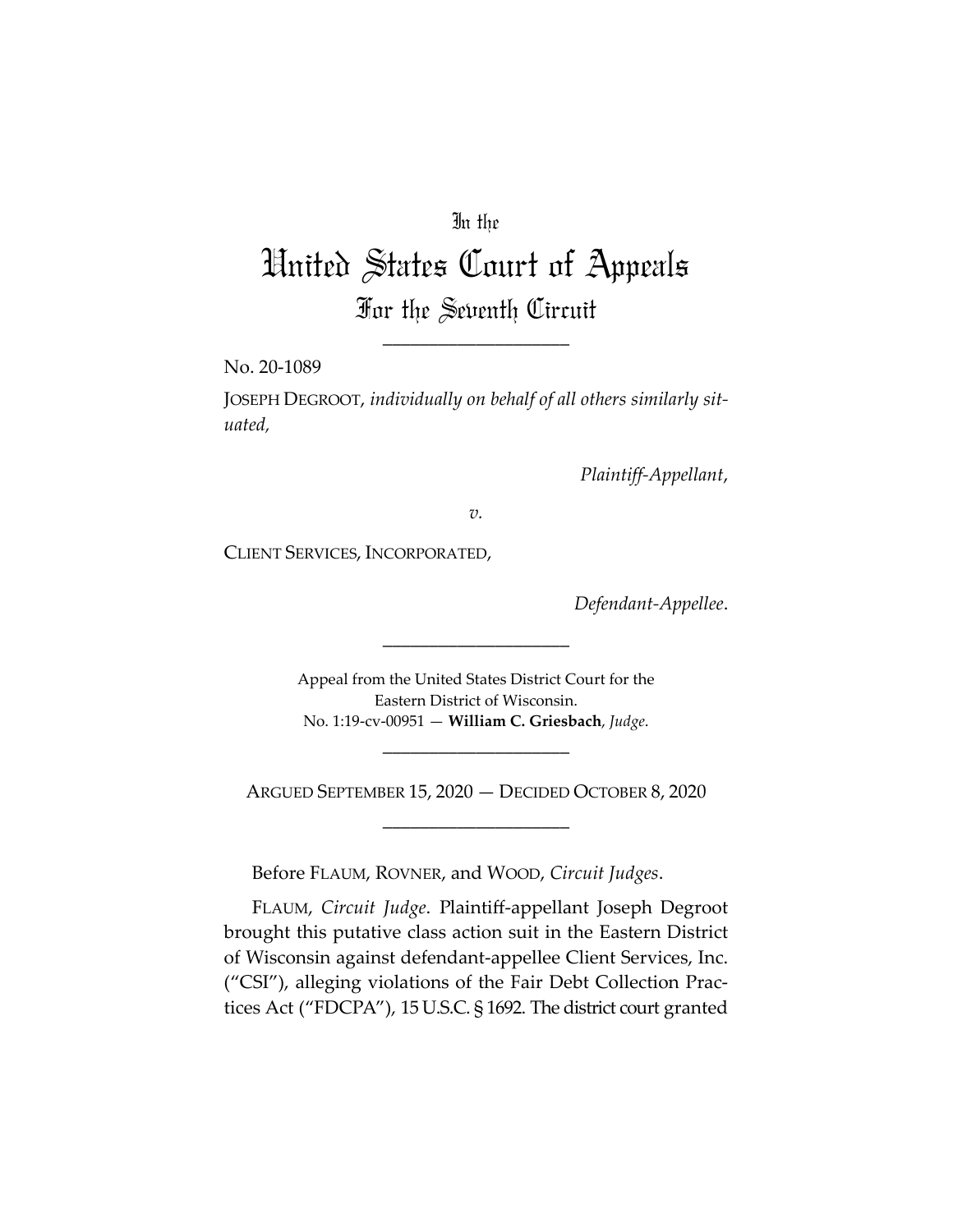In the

# United States Court of Appeals

## For the Seventh Circuit

____________________

No. 20-1089

JOSEPH DEGROOT, *individually on behalf of all others similarly situated,*

*Plaintiff-Appellant*,

*v.*

CLIENT SERVICES, INCORPORATED,

*Defendant-Appellee*.

____________________

Appeal from the United States District Court for the Eastern District of Wisconsin.
No. 1:19-cv-00951 — **William C. Griesbach**, *Judge*.

____________________

ARGUED SEPTEMBER 15, 2020 — DECIDED OCTOBER 8, 2020

____________________

Before FLAUM, ROVNER, and WOOD, *Circuit Judges*.

FLAUM, *Circuit Judge*. Plaintiff-appellant Joseph Degroot brought this putative class action suit in the Eastern District of Wisconsin against defendant-appellee Client Services, Inc. ("CSI"), alleging violations of the Fair Debt Collection Practices Act ("FDCPA"), 15 U.S.C. § 1692. The district court granted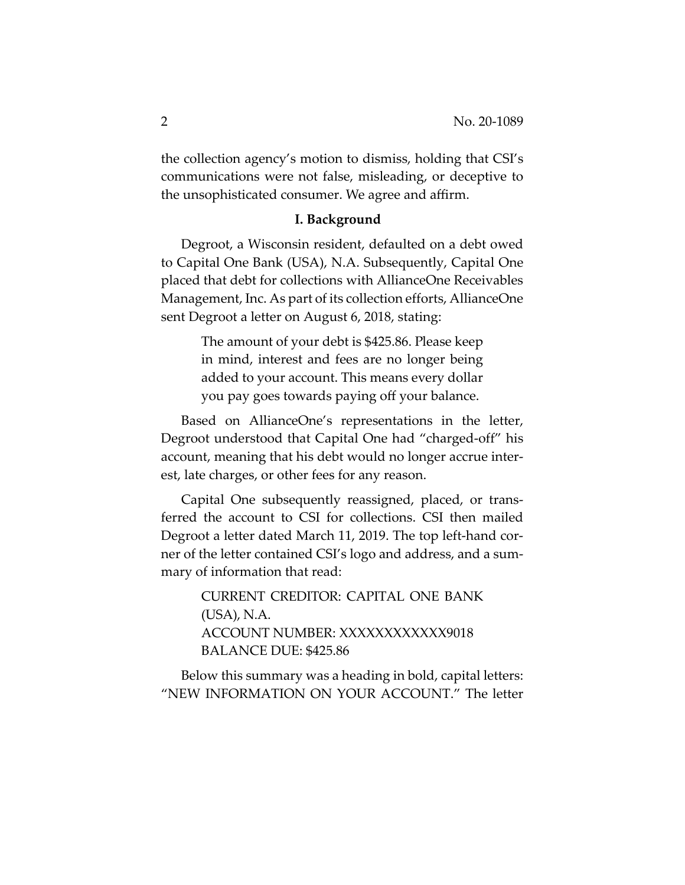the collection agency's motion to dismiss, holding that CSI's communications were not false, misleading, or deceptive to the unsophisticated consumer. We agree and affirm.

### I. Background

Degroot, a Wisconsin resident, defaulted on a debt owed to Capital One Bank (USA), N.A. Subsequently, Capital One placed that debt for collections with AllianceOne Receivables Management, Inc. As part of its collection efforts, AllianceOne sent Degroot a letter on August 6, 2018, stating:

> The amount of your debt is $425.86. Please keep in mind, interest and fees are no longer being added to your account. This means every dollar you pay goes towards paying off your balance.

Based on AllianceOne's representations in the letter, Degroot understood that Capital One had "charged-off" his account, meaning that his debt would no longer accrue interest, late charges, or other fees for any reason.

Capital One subsequently reassigned, placed, or transferred the account to CSI for collections. CSI then mailed Degroot a letter dated March 11, 2019. The top left-hand corner of the letter contained CSI's logo and address, and a summary of information that read:

> CURRENT CREDITOR: CAPITAL ONE BANK (USA), N.A.
> ACCOUNT NUMBER: XXXXXXXXXXXX9018
> BALANCE DUE: $425.86

Below this summary was a heading in bold, capital letters: "NEW INFORMATION ON YOUR ACCOUNT." The letter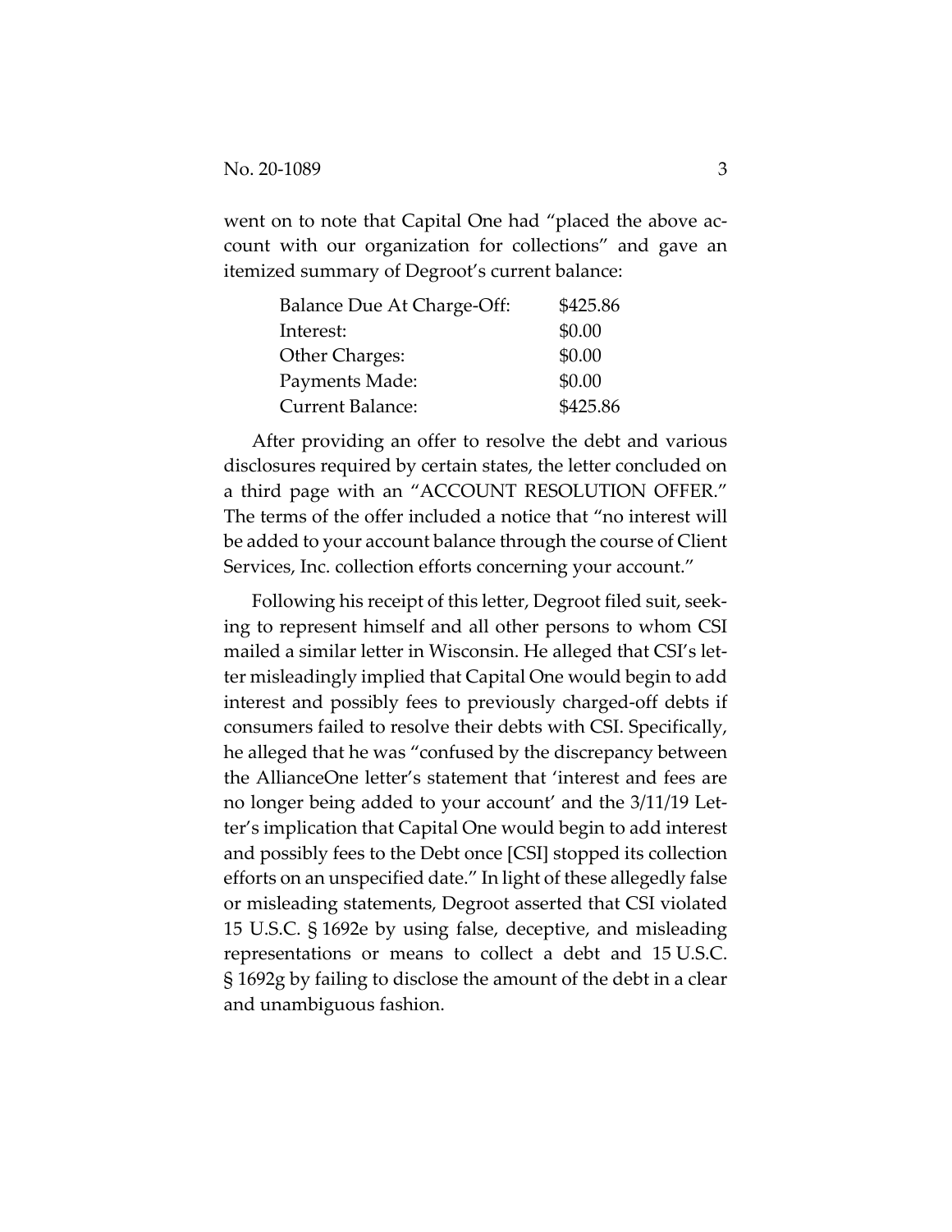went on to note that Capital One had "placed the above account with our organization for collections" and gave an itemized summary of Degroot's current balance:

| | |
|---|---|
| Balance Due At Charge-Off: | $425.86 |
| Interest: | $0.00 |
| Other Charges: | $0.00 |
| Payments Made: | $0.00 |
| Current Balance: | $425.86 |

After providing an offer to resolve the debt and various disclosures required by certain states, the letter concluded on a third page with an "ACCOUNT RESOLUTION OFFER." The terms of the offer included a notice that "no interest will be added to your account balance through the course of Client Services, Inc. collection efforts concerning your account."

Following his receipt of this letter, Degroot filed suit, seeking to represent himself and all other persons to whom CSI mailed a similar letter in Wisconsin. He alleged that CSI's letter misleadingly implied that Capital One would begin to add interest and possibly fees to previously charged-off debts if consumers failed to resolve their debts with CSI. Specifically, he alleged that he was "confused by the discrepancy between the AllianceOne letter's statement that 'interest and fees are no longer being added to your account' and the 3/11/19 Letter's implication that Capital One would begin to add interest and possibly fees to the Debt once [CSI] stopped its collection efforts on an unspecified date." In light of these allegedly false or misleading statements, Degroot asserted that CSI violated 15 U.S.C. § 1692e by using false, deceptive, and misleading representations or means to collect a debt and 15 U.S.C. § 1692g by failing to disclose the amount of the debt in a clear and unambiguous fashion.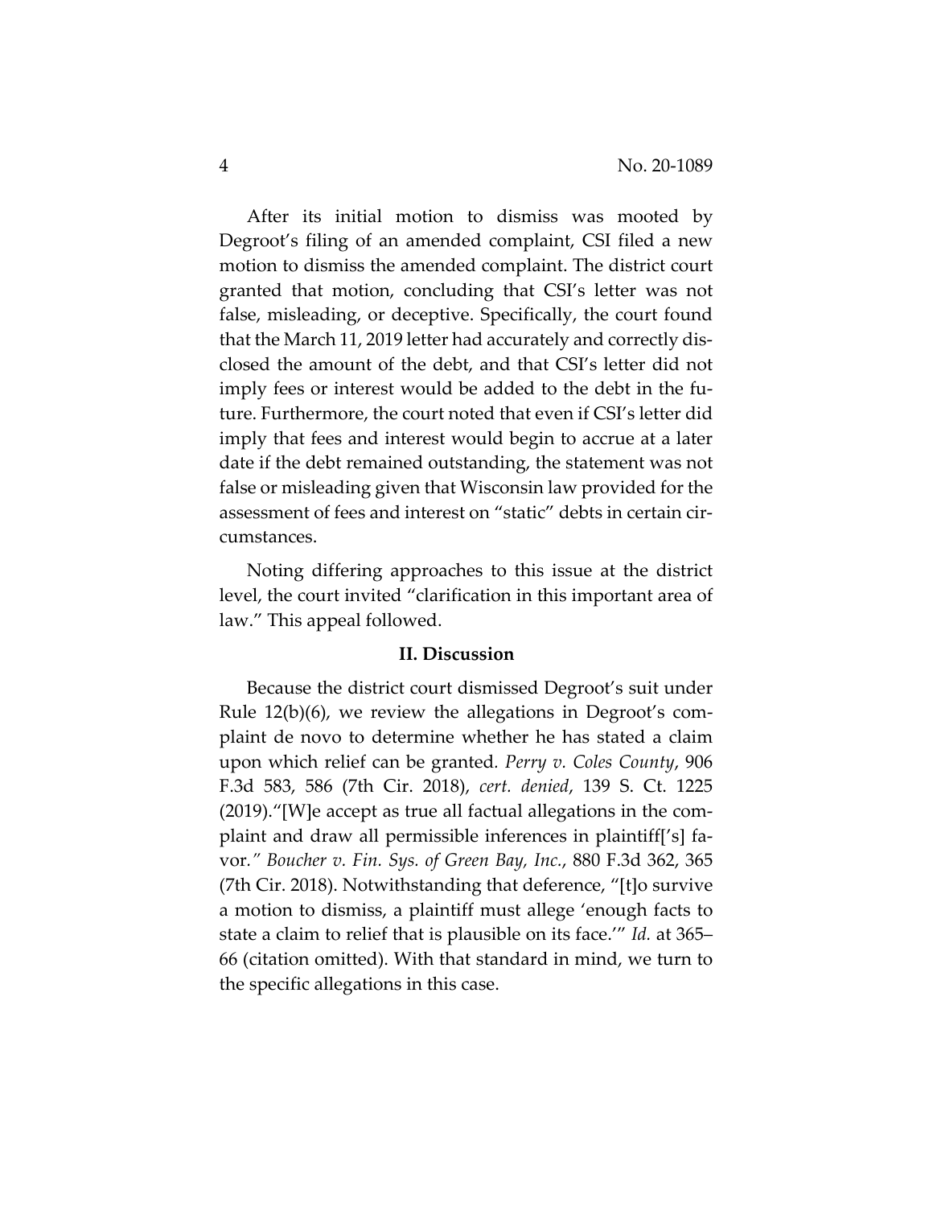After its initial motion to dismiss was mooted by Degroot's filing of an amended complaint, CSI filed a new motion to dismiss the amended complaint. The district court granted that motion, concluding that CSI's letter was not false, misleading, or deceptive. Specifically, the court found that the March 11, 2019 letter had accurately and correctly disclosed the amount of the debt, and that CSI's letter did not imply fees or interest would be added to the debt in the future. Furthermore, the court noted that even if CSI's letter did imply that fees and interest would begin to accrue at a later date if the debt remained outstanding, the statement was not false or misleading given that Wisconsin law provided for the assessment of fees and interest on "static" debts in certain circumstances.

Noting differing approaches to this issue at the district level, the court invited "clarification in this important area of law." This appeal followed.

## II. Discussion

Because the district court dismissed Degroot's suit under Rule 12(b)(6), we review the allegations in Degroot's complaint de novo to determine whether he has stated a claim upon which relief can be granted. *Perry v. Coles County*, 906 F.3d 583, 586 (7th Cir. 2018), *cert. denied*, 139 S. Ct. 1225 (2019)."[W]e accept as true all factual allegations in the complaint and draw all permissible inferences in plaintiff['s] favor." *Boucher v. Fin. Sys. of Green Bay, Inc.*, 880 F.3d 362, 365 (7th Cir. 2018). Notwithstanding that deference, "[t]o survive a motion to dismiss, a plaintiff must allege 'enough facts to state a claim to relief that is plausible on its face.'" *Id.* at 365–66 (citation omitted). With that standard in mind, we turn to the specific allegations in this case.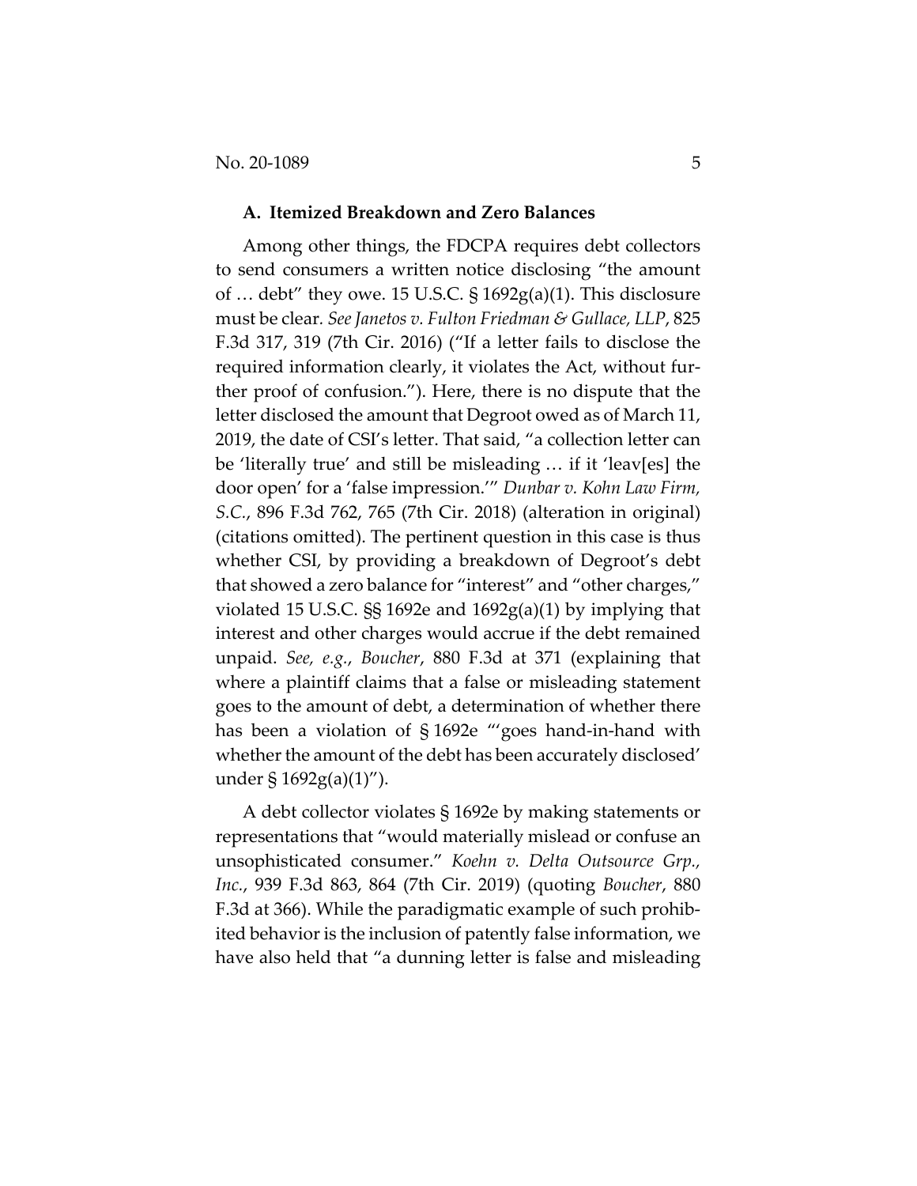### A. Itemized Breakdown and Zero Balances

Among other things, the FDCPA requires debt collectors to send consumers a written notice disclosing "the amount of … debt" they owe. 15 U.S.C. § 1692g(a)(1). This disclosure must be clear. *See Janetos v. Fulton Friedman & Gullace, LLP*, 825 F.3d 317, 319 (7th Cir. 2016) ("If a letter fails to disclose the required information clearly, it violates the Act, without further proof of confusion."). Here, there is no dispute that the letter disclosed the amount that Degroot owed as of March 11, 2019, the date of CSI's letter. That said, "a collection letter can be 'literally true' and still be misleading … if it 'leav[es] the door open' for a 'false impression.'" *Dunbar v. Kohn Law Firm, S.C.*, 896 F.3d 762, 765 (7th Cir. 2018) (alteration in original) (citations omitted). The pertinent question in this case is thus whether CSI, by providing a breakdown of Degroot's debt that showed a zero balance for "interest" and "other charges," violated 15 U.S.C. §§ 1692e and 1692g(a)(1) by implying that interest and other charges would accrue if the debt remained unpaid. *See, e.g.*, *Boucher*, 880 F.3d at 371 (explaining that where a plaintiff claims that a false or misleading statement goes to the amount of debt, a determination of whether there has been a violation of § 1692e "'goes hand-in-hand with whether the amount of the debt has been accurately disclosed' under § 1692g(a)(1)").

A debt collector violates § 1692e by making statements or representations that "would materially mislead or confuse an unsophisticated consumer." *Koehn v. Delta Outsource Grp., Inc.*, 939 F.3d 863, 864 (7th Cir. 2019) (quoting *Boucher*, 880 F.3d at 366). While the paradigmatic example of such prohibited behavior is the inclusion of patently false information, we have also held that "a dunning letter is false and misleading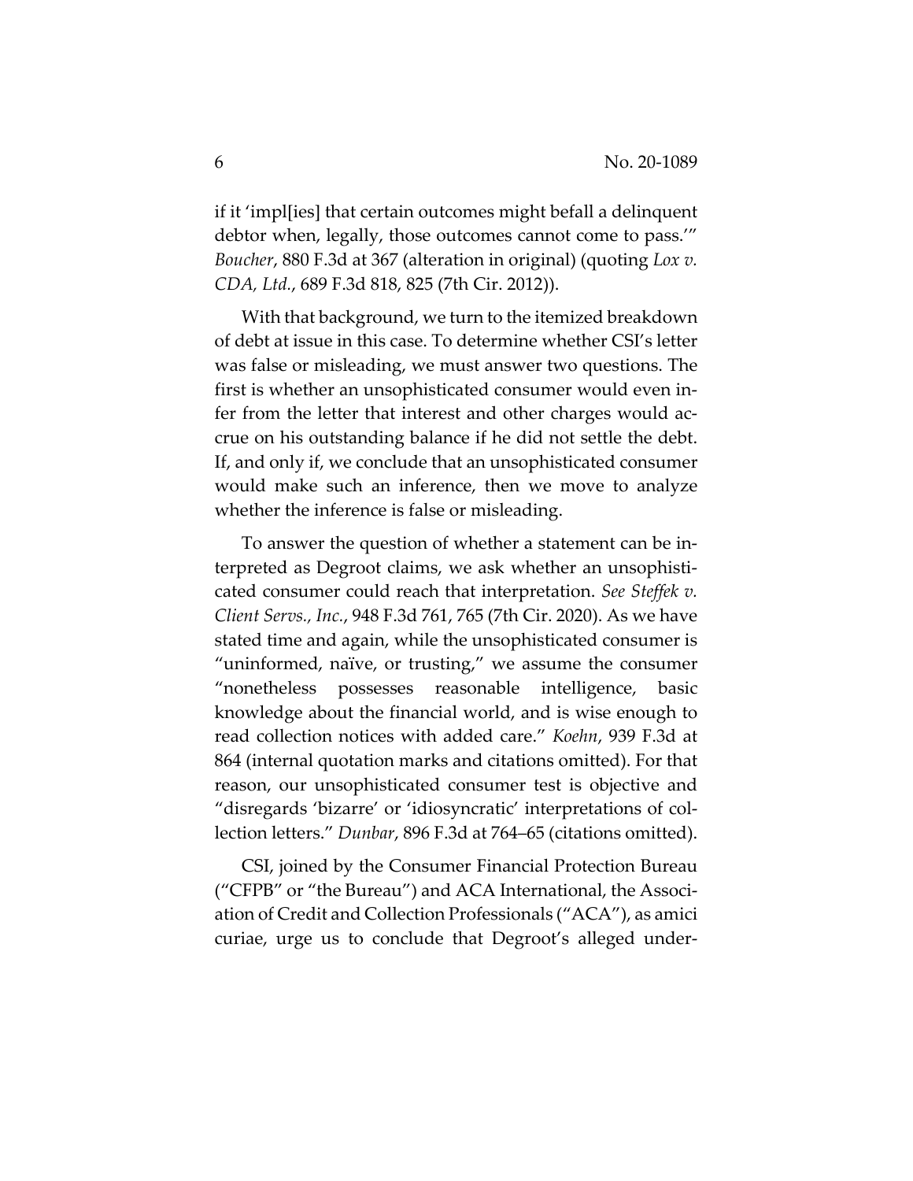if it 'impl[ies] that certain outcomes might befall a delinquent debtor when, legally, those outcomes cannot come to pass.'" *Boucher*, 880 F.3d at 367 (alteration in original) (quoting *Lox v. CDA, Ltd.*, 689 F.3d 818, 825 (7th Cir. 2012)).

With that background, we turn to the itemized breakdown of debt at issue in this case. To determine whether CSI's letter was false or misleading, we must answer two questions. The first is whether an unsophisticated consumer would even infer from the letter that interest and other charges would accrue on his outstanding balance if he did not settle the debt. If, and only if, we conclude that an unsophisticated consumer would make such an inference, then we move to analyze whether the inference is false or misleading.

To answer the question of whether a statement can be interpreted as Degroot claims, we ask whether an unsophisticated consumer could reach that interpretation. *See Steffek v. Client Servs., Inc.*, 948 F.3d 761, 765 (7th Cir. 2020). As we have stated time and again, while the unsophisticated consumer is "uninformed, naïve, or trusting," we assume the consumer "nonetheless possesses reasonable intelligence, basic knowledge about the financial world, and is wise enough to read collection notices with added care." *Koehn*, 939 F.3d at 864 (internal quotation marks and citations omitted). For that reason, our unsophisticated consumer test is objective and "disregards 'bizarre' or 'idiosyncratic' interpretations of collection letters." *Dunbar*, 896 F.3d at 764–65 (citations omitted).

CSI, joined by the Consumer Financial Protection Bureau ("CFPB" or "the Bureau") and ACA International, the Association of Credit and Collection Professionals ("ACA"), as amici curiae, urge us to conclude that Degroot's alleged under-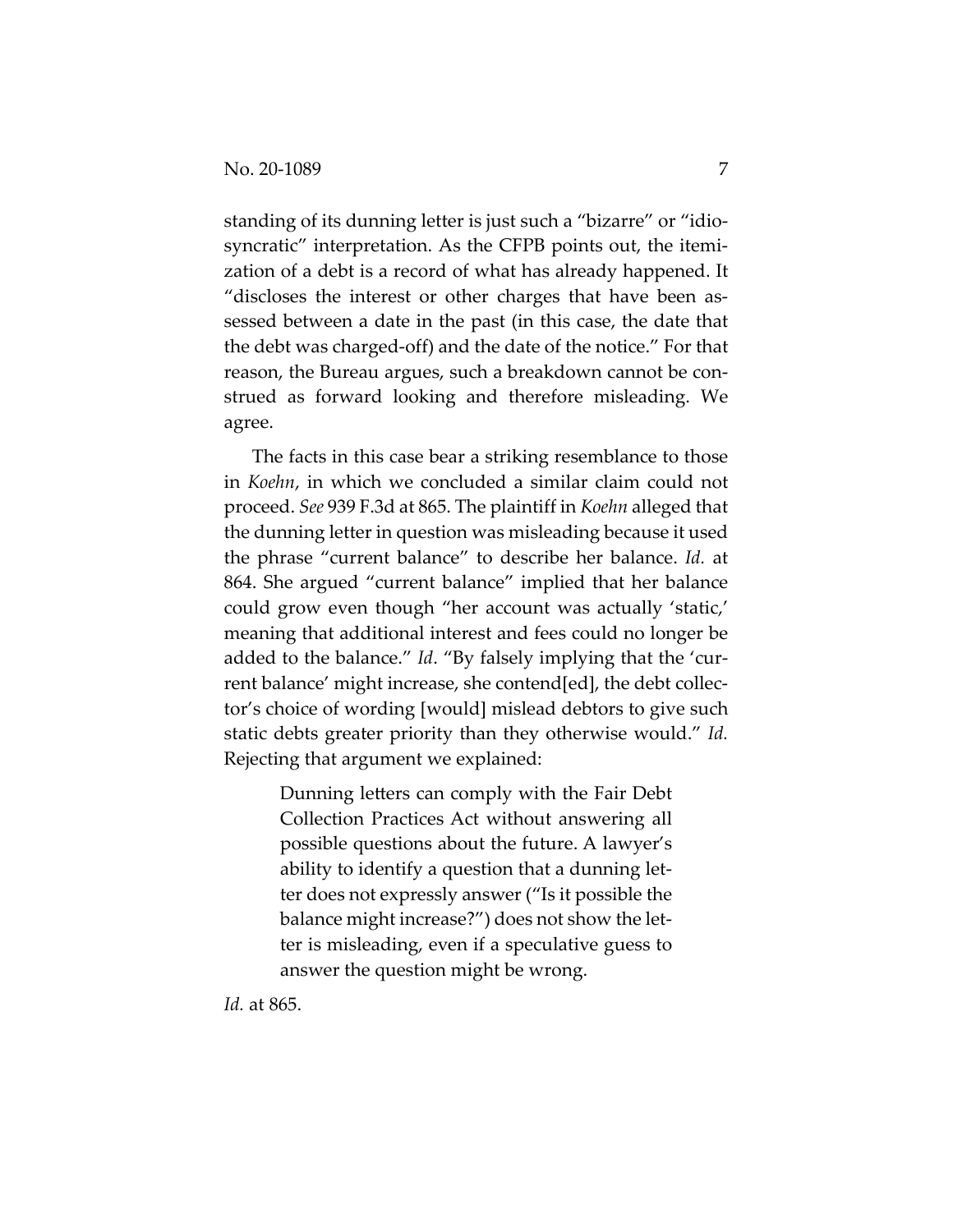standing of its dunning letter is just such a "bizarre" or "idiosyncratic" interpretation. As the CFPB points out, the itemization of a debt is a record of what has already happened. It "discloses the interest or other charges that have been assessed between a date in the past (in this case, the date that the debt was charged-off) and the date of the notice." For that reason, the Bureau argues, such a breakdown cannot be construed as forward looking and therefore misleading. We agree.

The facts in this case bear a striking resemblance to those in *Koehn*, in which we concluded a similar claim could not proceed. *See* 939 F.3d at 865. The plaintiff in *Koehn* alleged that the dunning letter in question was misleading because it used the phrase "current balance" to describe her balance. *Id.* at 864. She argued "current balance" implied that her balance could grow even though "her account was actually 'static,' meaning that additional interest and fees could no longer be added to the balance." *Id*. "By falsely implying that the 'current balance' might increase, she contend[ed], the debt collector's choice of wording [would] mislead debtors to give such static debts greater priority than they otherwise would." *Id.* Rejecting that argument we explained:

> Dunning letters can comply with the Fair Debt Collection Practices Act without answering all possible questions about the future. A lawyer's ability to identify a question that a dunning letter does not expressly answer ("Is it possible the balance might increase?") does not show the letter is misleading, even if a speculative guess to answer the question might be wrong.

*Id.* at 865.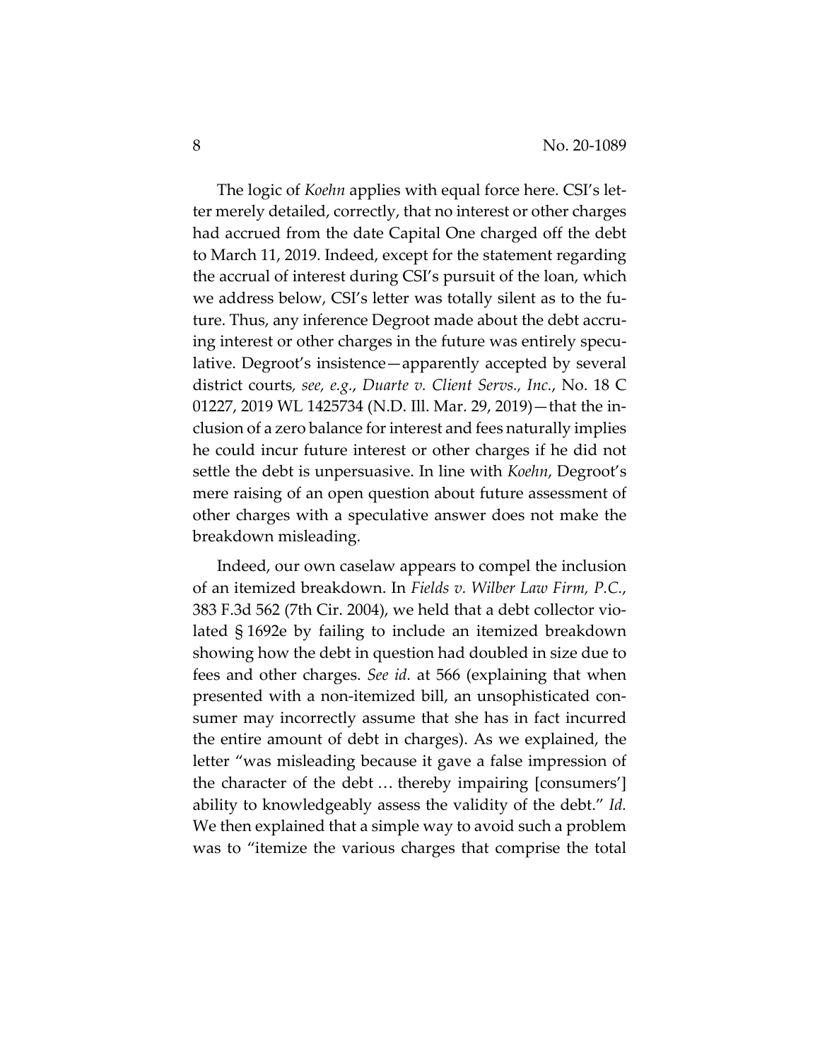The logic of *Koehn* applies with equal force here. CSI's letter merely detailed, correctly, that no interest or other charges had accrued from the date Capital One charged off the debt to March 11, 2019. Indeed, except for the statement regarding the accrual of interest during CSI's pursuit of the loan, which we address below, CSI's letter was totally silent as to the future. Thus, any inference Degroot made about the debt accruing interest or other charges in the future was entirely speculative. Degroot's insistence—apparently accepted by several district courts, *see, e.g.*, *Duarte v. Client Servs., Inc.*, No. 18 C 01227, 2019 WL 1425734 (N.D. Ill. Mar. 29, 2019)—that the inclusion of a zero balance for interest and fees naturally implies he could incur future interest or other charges if he did not settle the debt is unpersuasive. In line with *Koehn*, Degroot's mere raising of an open question about future assessment of other charges with a speculative answer does not make the breakdown misleading.

Indeed, our own caselaw appears to compel the inclusion of an itemized breakdown. In *Fields v. Wilber Law Firm, P.C.*, 383 F.3d 562 (7th Cir. 2004), we held that a debt collector violated § 1692e by failing to include an itemized breakdown showing how the debt in question had doubled in size due to fees and other charges. *See id.* at 566 (explaining that when presented with a non-itemized bill, an unsophisticated consumer may incorrectly assume that she has in fact incurred the entire amount of debt in charges). As we explained, the letter "was misleading because it gave a false impression of the character of the debt … thereby impairing [consumers'] ability to knowledgeably assess the validity of the debt." *Id.* We then explained that a simple way to avoid such a problem was to "itemize the various charges that comprise the total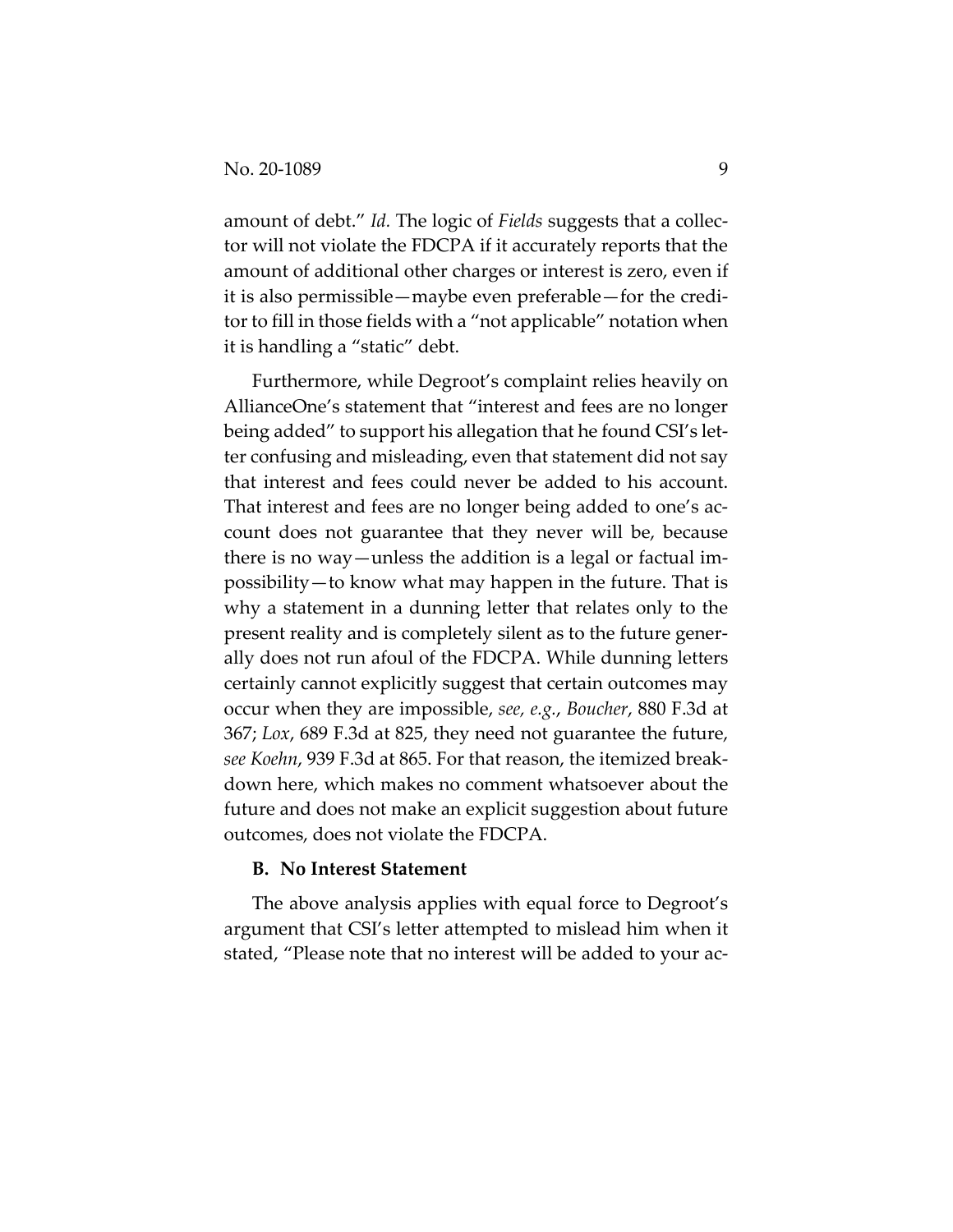amount of debt." *Id.* The logic of *Fields* suggests that a collector will not violate the FDCPA if it accurately reports that the amount of additional other charges or interest is zero, even if it is also permissible—maybe even preferable—for the creditor to fill in those fields with a "not applicable" notation when it is handling a "static" debt.

Furthermore, while Degroot's complaint relies heavily on AllianceOne's statement that "interest and fees are no longer being added" to support his allegation that he found CSI's letter confusing and misleading, even that statement did not say that interest and fees could never be added to his account. That interest and fees are no longer being added to one's account does not guarantee that they never will be, because there is no way—unless the addition is a legal or factual impossibility—to know what may happen in the future. That is why a statement in a dunning letter that relates only to the present reality and is completely silent as to the future generally does not run afoul of the FDCPA. While dunning letters certainly cannot explicitly suggest that certain outcomes may occur when they are impossible, *see, e.g.*, *Boucher*, 880 F.3d at 367; *Lox*, 689 F.3d at 825, they need not guarantee the future, *see Koehn*, 939 F.3d at 865. For that reason, the itemized breakdown here, which makes no comment whatsoever about the future and does not make an explicit suggestion about future outcomes, does not violate the FDCPA.

**B. No Interest Statement**

The above analysis applies with equal force to Degroot's argument that CSI's letter attempted to mislead him when it stated, "Please note that no interest will be added to your ac-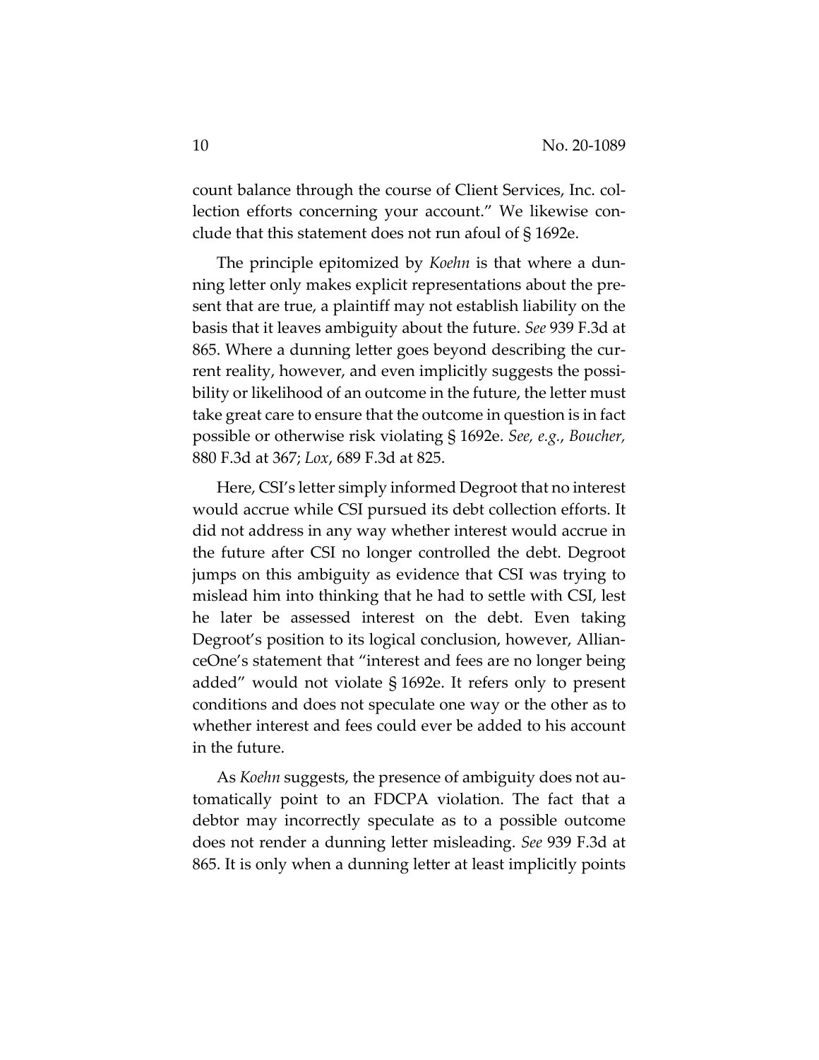count balance through the course of Client Services, Inc. collection efforts concerning your account." We likewise conclude that this statement does not run afoul of § 1692e.

The principle epitomized by *Koehn* is that where a dunning letter only makes explicit representations about the present that are true, a plaintiff may not establish liability on the basis that it leaves ambiguity about the future. *See* 939 F.3d at 865. Where a dunning letter goes beyond describing the current reality, however, and even implicitly suggests the possibility or likelihood of an outcome in the future, the letter must take great care to ensure that the outcome in question is in fact possible or otherwise risk violating § 1692e. *See, e.g.*, *Boucher,* 880 F.3d at 367; *Lox*, 689 F.3d at 825.

Here, CSI's letter simply informed Degroot that no interest would accrue while CSI pursued its debt collection efforts. It did not address in any way whether interest would accrue in the future after CSI no longer controlled the debt. Degroot jumps on this ambiguity as evidence that CSI was trying to mislead him into thinking that he had to settle with CSI, lest he later be assessed interest on the debt. Even taking Degroot's position to its logical conclusion, however, AllianceOne's statement that "interest and fees are no longer being added" would not violate § 1692e. It refers only to present conditions and does not speculate one way or the other as to whether interest and fees could ever be added to his account in the future.

As *Koehn* suggests, the presence of ambiguity does not automatically point to an FDCPA violation. The fact that a debtor may incorrectly speculate as to a possible outcome does not render a dunning letter misleading. *See* 939 F.3d at 865. It is only when a dunning letter at least implicitly points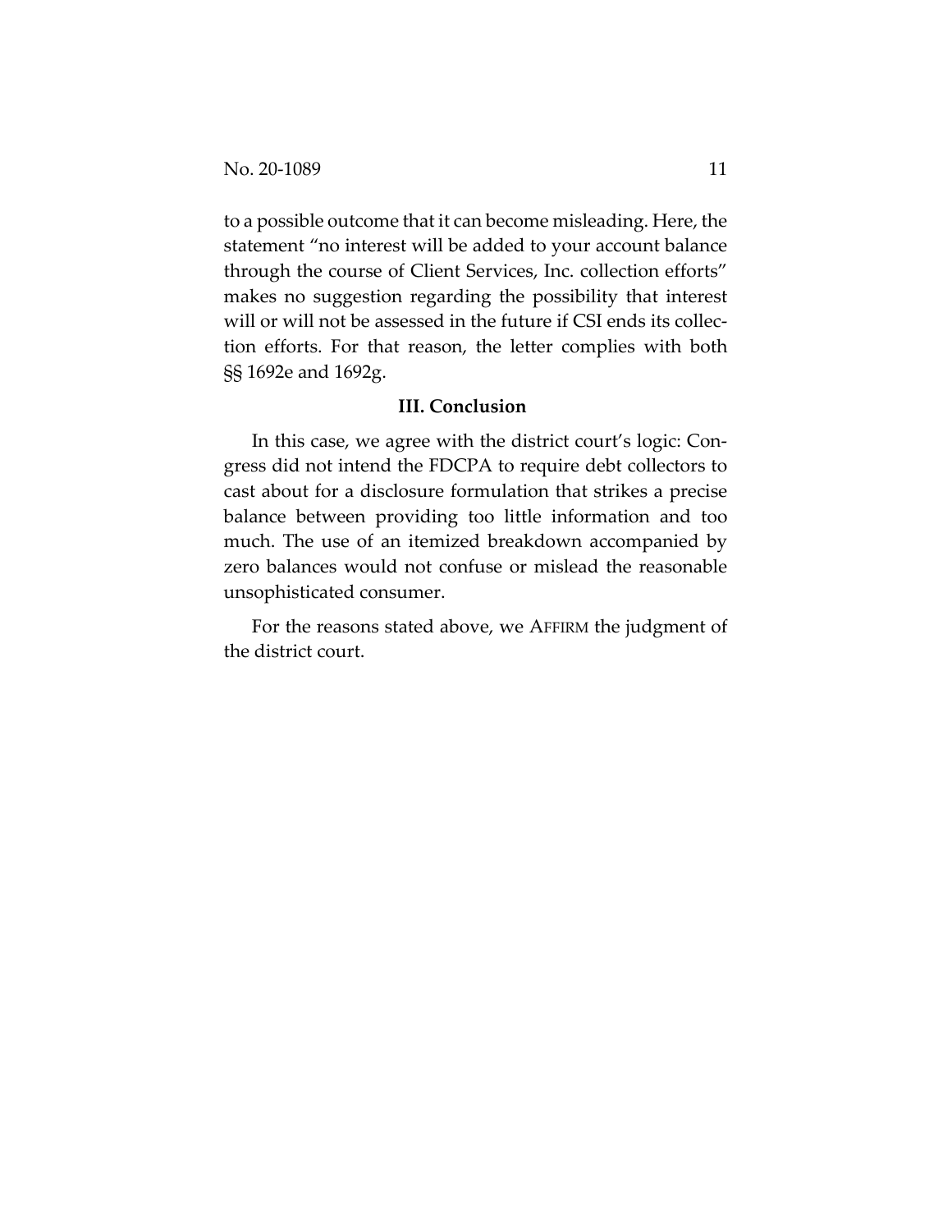to a possible outcome that it can become misleading. Here, the statement "no interest will be added to your account balance through the course of Client Services, Inc. collection efforts" makes no suggestion regarding the possibility that interest will or will not be assessed in the future if CSI ends its collection efforts. For that reason, the letter complies with both §§ 1692e and 1692g.

### III. Conclusion

In this case, we agree with the district court's logic: Congress did not intend the FDCPA to require debt collectors to cast about for a disclosure formulation that strikes a precise balance between providing too little information and too much. The use of an itemized breakdown accompanied by zero balances would not confuse or mislead the reasonable unsophisticated consumer.

For the reasons stated above, we AFFIRM the judgment of the district court.